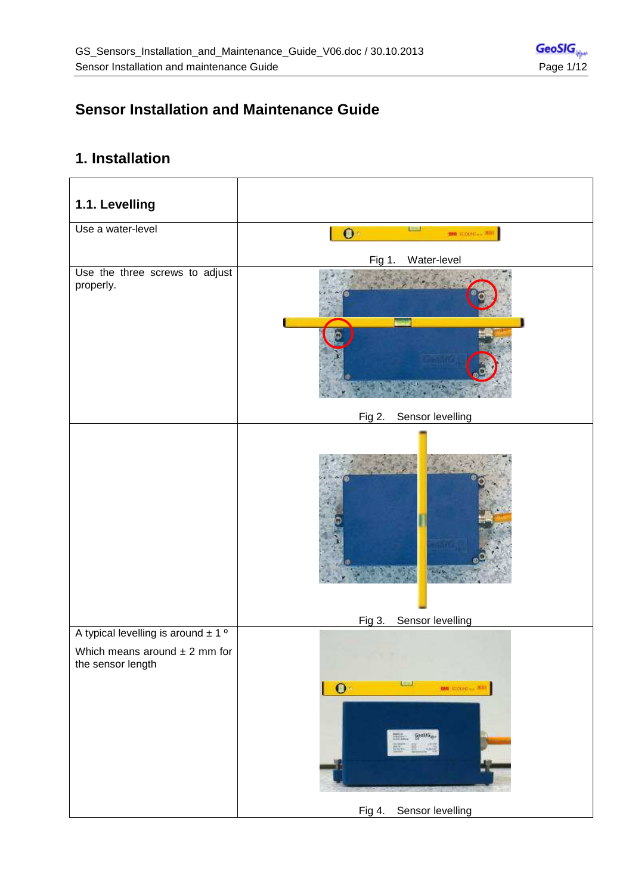# Sensor Installation and Maintenance Guide

## 1. Installation

| 1.1. Levelling | |
|---|---|
| Use a water-level | Fig 1. Water-level |
| Use the three screws to adjust properly. | Fig 2. Sensor levelling |
| | Fig 3. Sensor levelling |
| A typical levelling is around ± 1 º<br><br>Which means around ± 2 mm for the sensor length | Fig 4. Sensor levelling |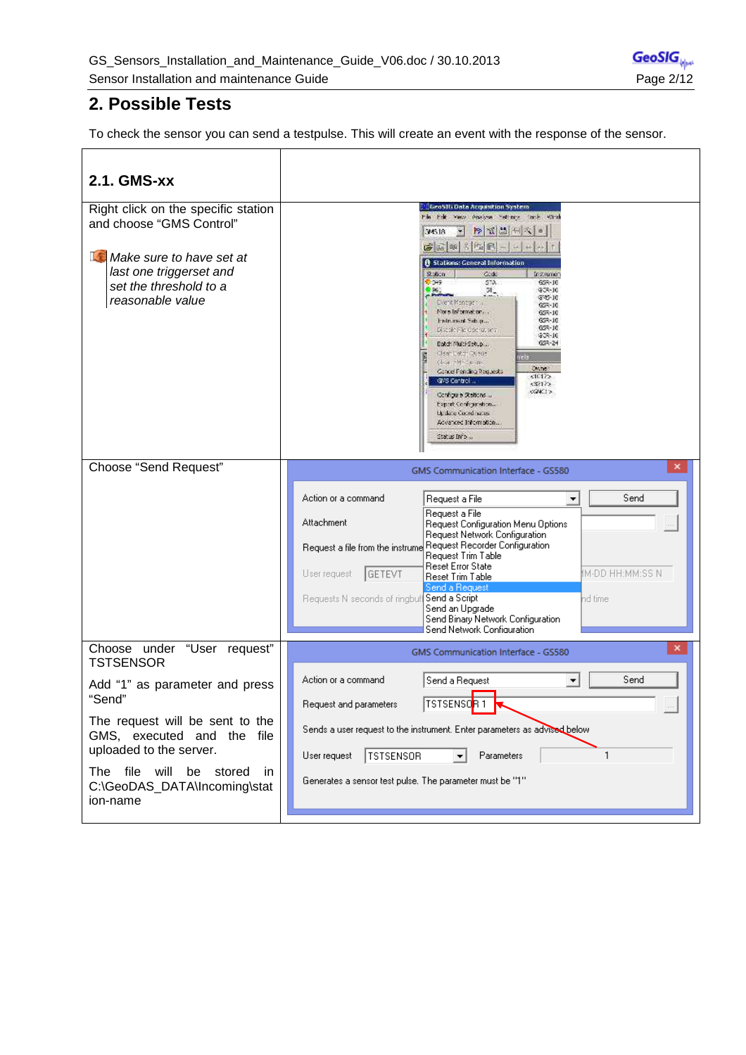## 2. Possible Tests

To check the sensor you can send a testpulse. This will create an event with the response of the sensor.

| **2.1. GMS-xx** | |
|---|---|
| Right click on the specific station and choose "GMS Control"<br><br>*Make sure to have set at last one triggerset and set the threshold to a reasonable value* | |
| Choose "Send Request" | |
| Choose under "User request" TSTSENSOR<br><br>Add "1" as parameter and press "Send"<br><br>The request will be sent to the GMS, executed and the file uploaded to the server.<br><br>The file will be stored in C:\GeoDAS_DATA\Incoming\station-name | |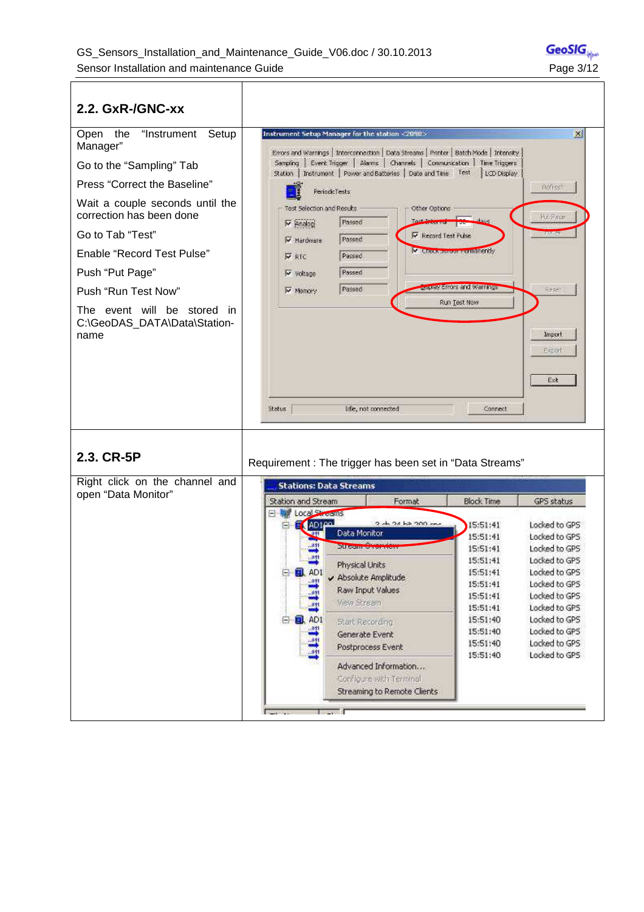## 2.2. GxR-/GNC-xx

Open the "Instrument Setup Manager"

Go to the "Sampling" Tab

Press "Correct the Baseline"

Wait a couple seconds until the correction has been done

Go to Tab "Test"

Enable "Record Test Pulse"

Push "Put Page"

Push "Run Test Now"

The event will be stored in C:\GeoDAS_DATA\Data\Station-name

## 2.3. CR-5P

Requirement : The trigger has been set in "Data Streams"

Right click on the channel and open "Data Monitor"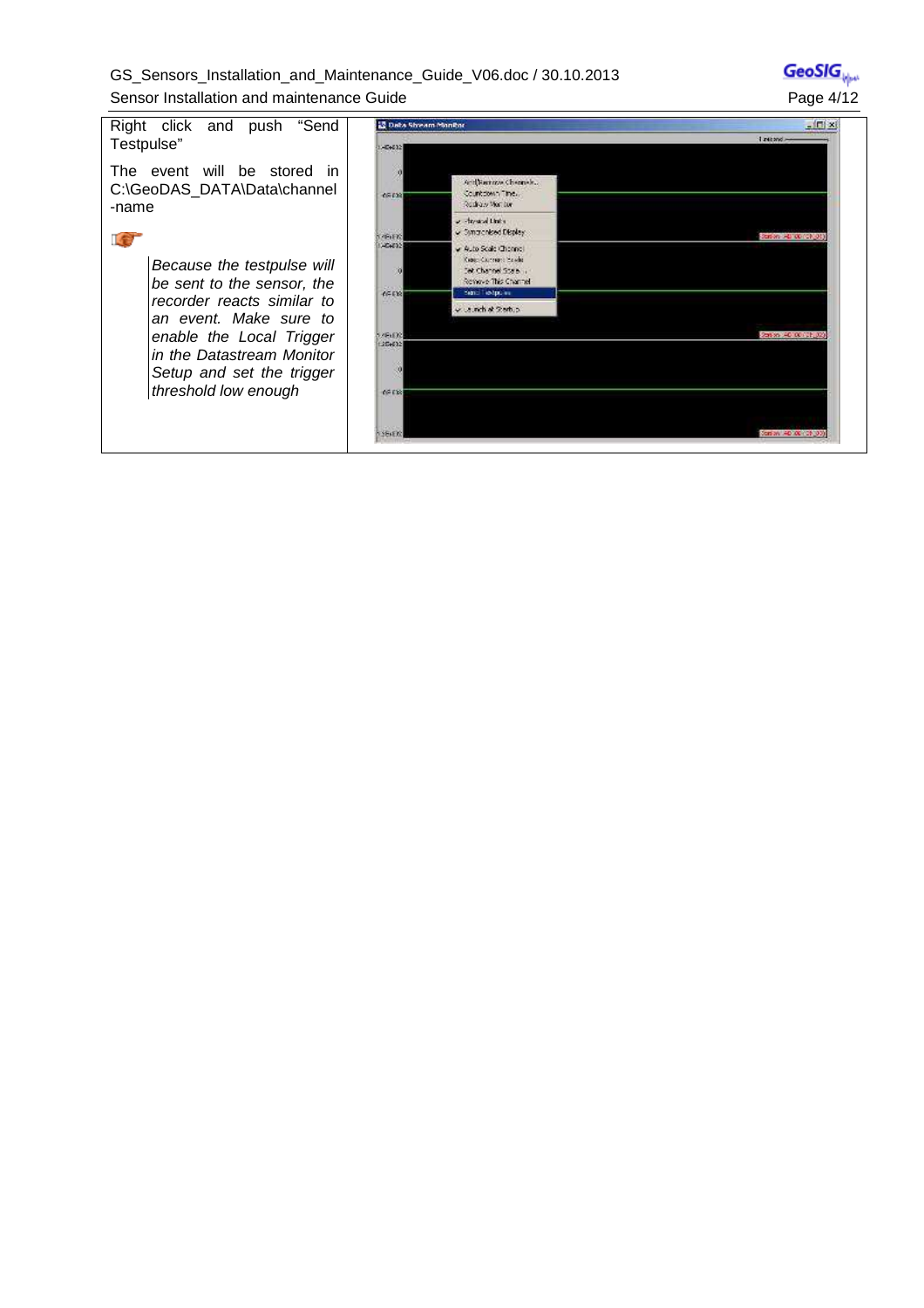Right click and push "Send Testpulse"

The event will be stored in C:\GeoDAS_DATA\Data\channel-name

*Because the testpulse will be sent to the sensor, the recorder reacts similar to an event. Make sure to enable the Local Trigger in the Datastream Monitor Setup and set the trigger threshold low enough*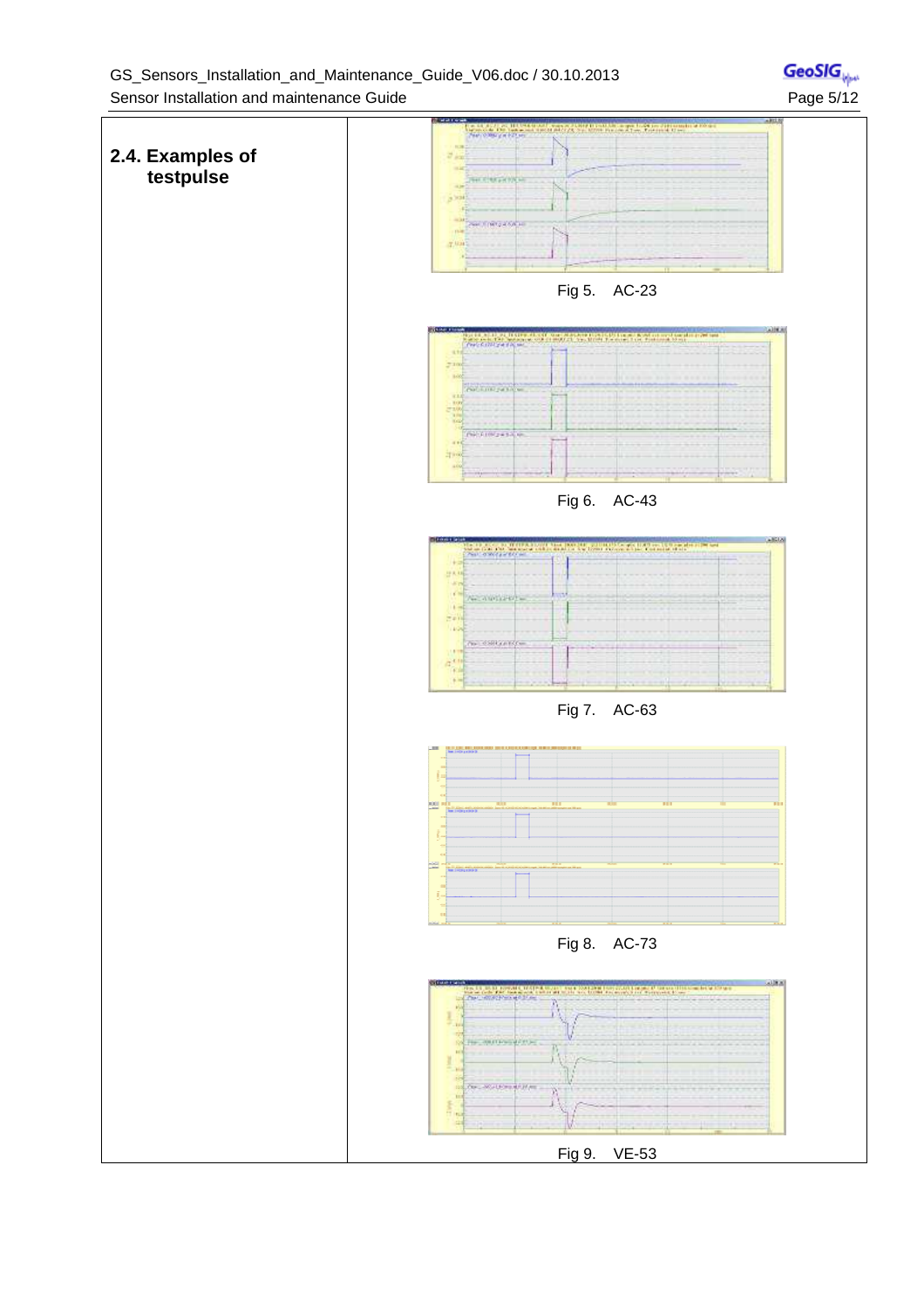## 2.4. Examples of testpulse

Fig 5. AC-23

Fig 6. AC-43

Fig 7. AC-63

Fig 8. AC-73

Fig 9. VE-53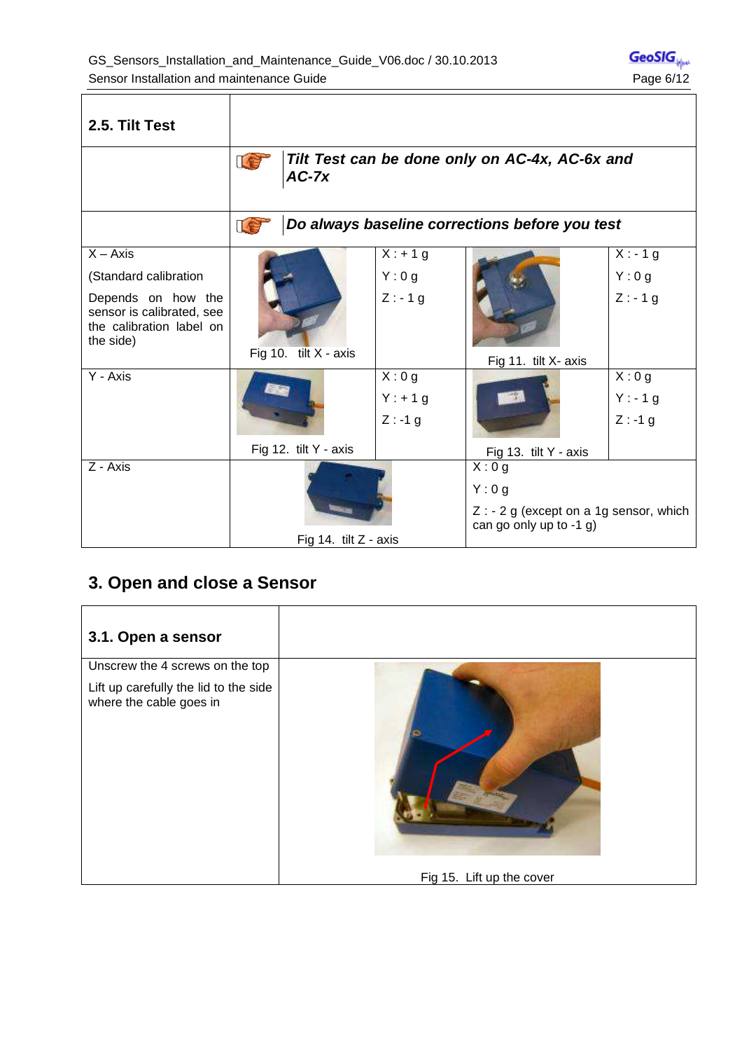## 2.5. Tilt Test

***Tilt Test can be done only on AC-4x, AC-6x and AC-7x***

***Do always baseline corrections before you test***

| Axis | Figure | Values | Figure | Values |
|---|---|---|---|---|
| X – Axis<br>(Standard calibration<br>Depends on how the sensor is calibrated, see the calibration label on the side) | Fig 10. tilt X - axis | X : + 1 g<br>Y : 0 g<br>Z : - 1 g | Fig 11. tilt X- axis | X : - 1 g<br>Y : 0 g<br>Z : - 1 g |
| Y - Axis | Fig 12. tilt Y - axis | X : 0 g<br>Y : + 1 g<br>Z : -1 g | Fig 13. tilt Y - axis | X : 0 g<br>Y : - 1 g<br>Z : -1 g |
| Z - Axis | Fig 14. tilt Z - axis | | X : 0 g<br>Y : 0 g<br>Z : - 2 g (except on a 1g sensor, which can go only up to -1 g) | |

# 3. Open and close a Sensor

## 3.1. Open a sensor

Unscrew the 4 screws on the top

Lift up carefully the lid to the side where the cable goes in

Fig 15. Lift up the cover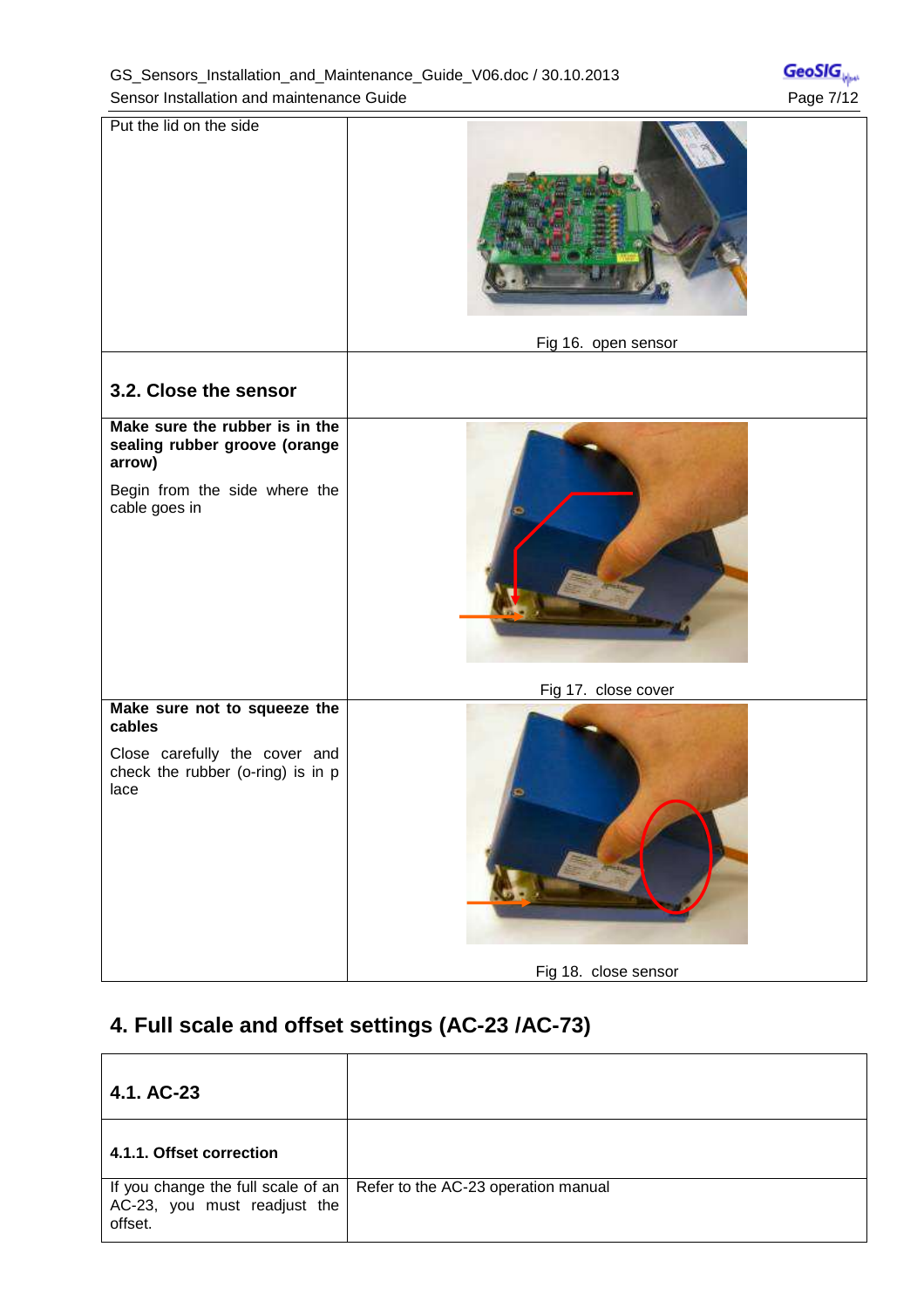| Put the lid on the side | Fig 16. open sensor |
|---|---|
| **3.2. Close the sensor** | |
| **Make sure the rubber is in the sealing rubber groove (orange arrow)**<br><br>Begin from the side where the cable goes in | Fig 17. close cover |
| **Make sure not to squeeze the cables**<br><br>Close carefully the cover and check the rubber (o-ring) is in p lace | Fig 18. close sensor |

## 4. Full scale and offset settings (AC-23 /AC-73)

| **4.1. AC-23** | |
|---|---|
| **4.1.1. Offset correction** | |
| If you change the full scale of an AC-23, you must readjust the offset. | Refer to the AC-23 operation manual |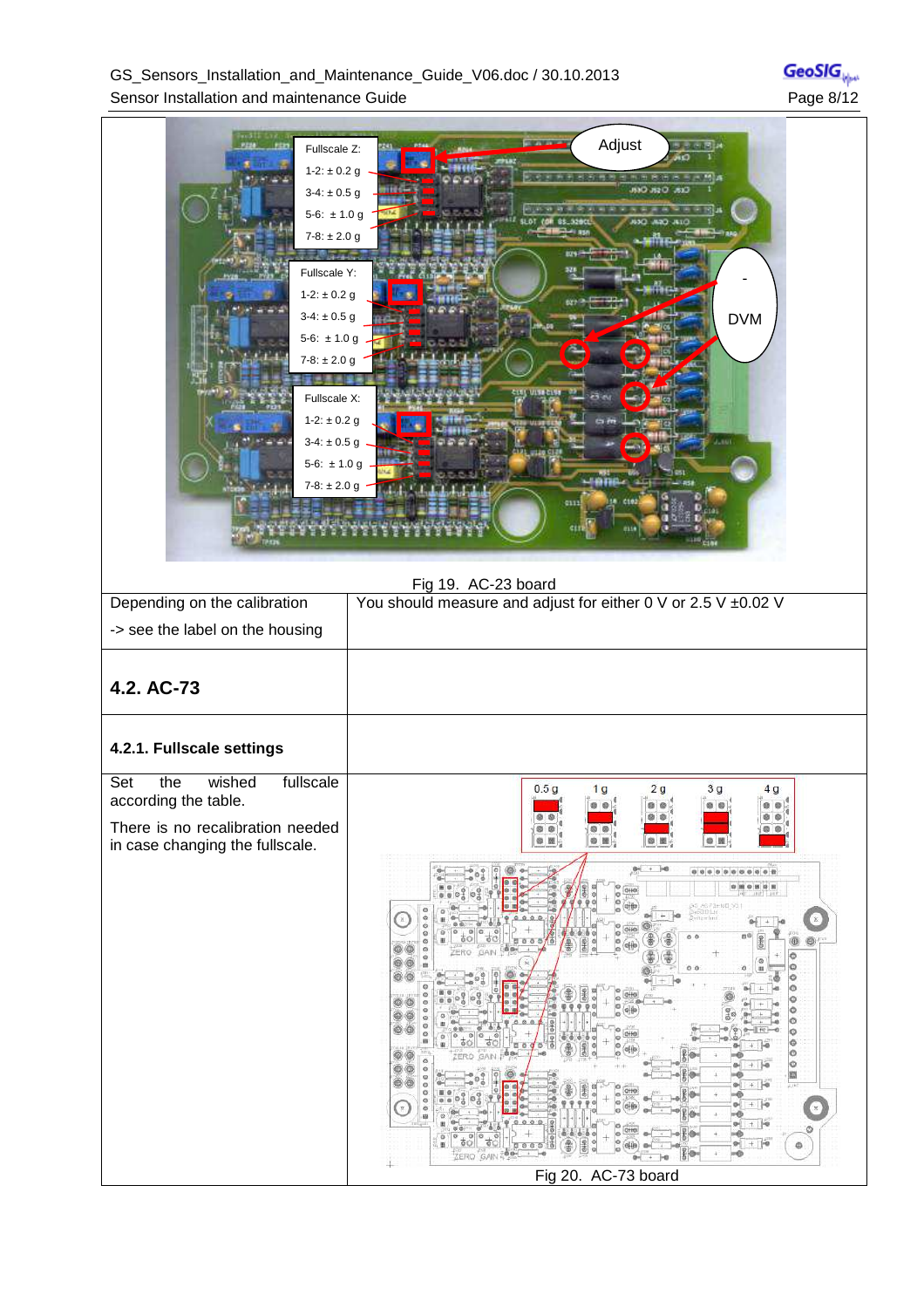Fig 19. AC-23 board

| | |
|---|---|
| Depending on the calibration<br>-> see the label on the housing | You should measure and adjust for either 0 V or 2.5 V ±0.02 V |

## 4.2. AC-73

### 4.2.1. Fullscale settings

Set the wished fullscale according the table.

There is no recalibration needed in case changing the fullscale.

Fig 20. AC-73 board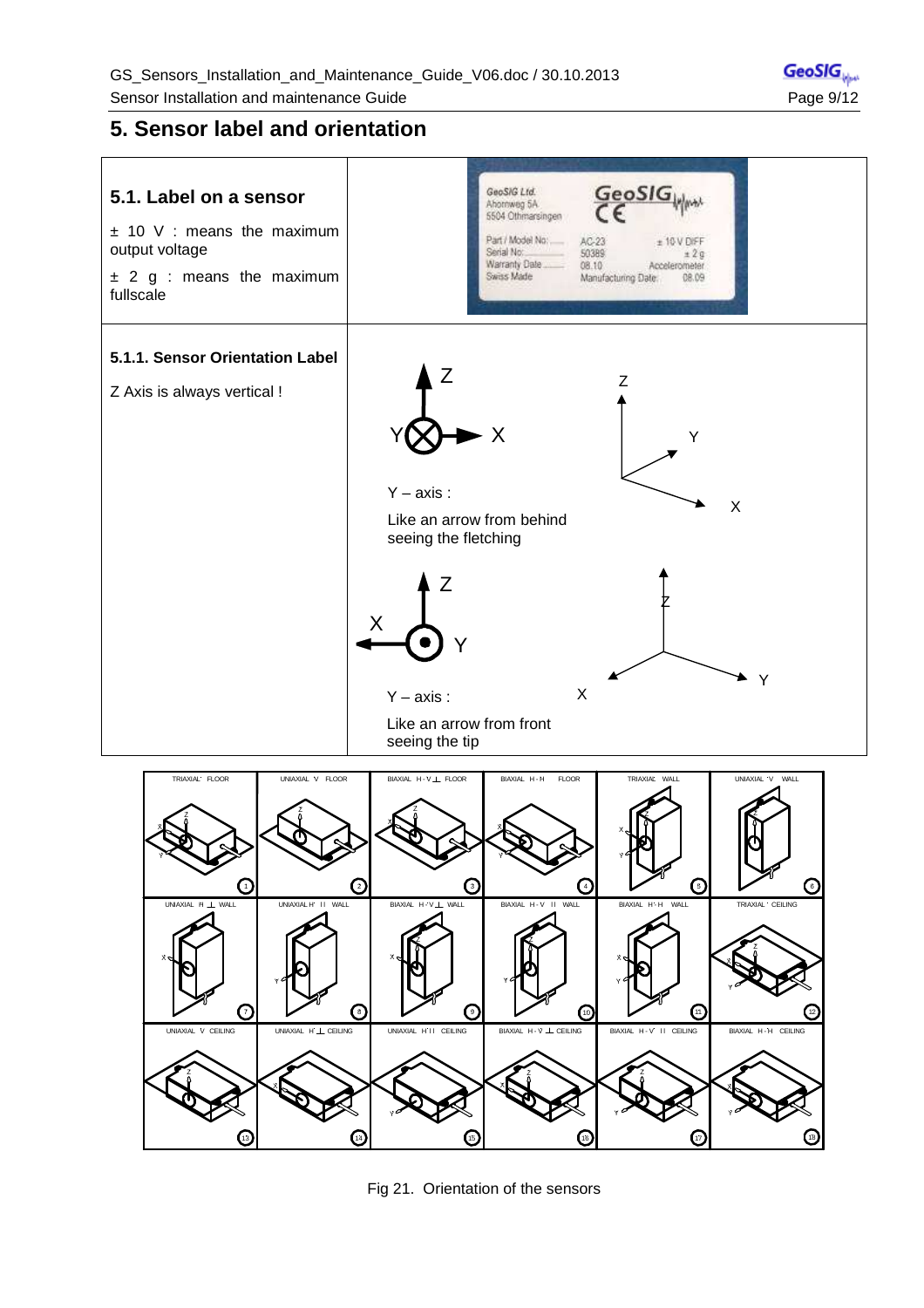# 5. Sensor label and orientation

## 5.1. Label on a sensor

± 10 V : means the maximum output voltage

± 2 g : means the maximum fullscale

GeoSIG Ltd.
Ahornweg 5A
5504 Othmarsingen

Part / Model No: AC-23 ± 10 V DIFF
Serial No: 50389 ± 2 g
Warranty Date 08.10 Accelerometer
Swiss Made Manufacturing Date: 08.09

### 5.1.1. Sensor Orientation Label

Z Axis is always vertical !

Y – axis :

Like an arrow from behind seeing the fletching

Y – axis :

Like an arrow from front seeing the tip

| TRIAXIAL FLOOR (1) | UNIAXIAL V FLOOR (2) | BIAXIAL H-V ⊥ FLOOR (3) | BIAXIAL H-H FLOOR (4) | TRIAXIAL WALL (5) | UNIAXIAL V WALL (6) |
|---|---|---|---|---|---|
| UNIAXIAL H ⊥ WALL (7) | UNIAXIAL H II WALL (8) | BIAXIAL H-V ⊥ WALL (9) | BIAXIAL H-V II WALL (10) | BIAXIAL H-H WALL (11) | TRIAXIAL CEILING (12) |
| UNIAXIAL V CEILING (13) | UNIAXIAL H ⊥ CEILING (14) | UNIAXIAL H II CEILING (15) | BIAXIAL H-V ⊥ CEILING (16) | BIAXIAL H-V II CEILING (17) | BIAXIAL H-H CEILING (18) |

Fig 21. Orientation of the sensors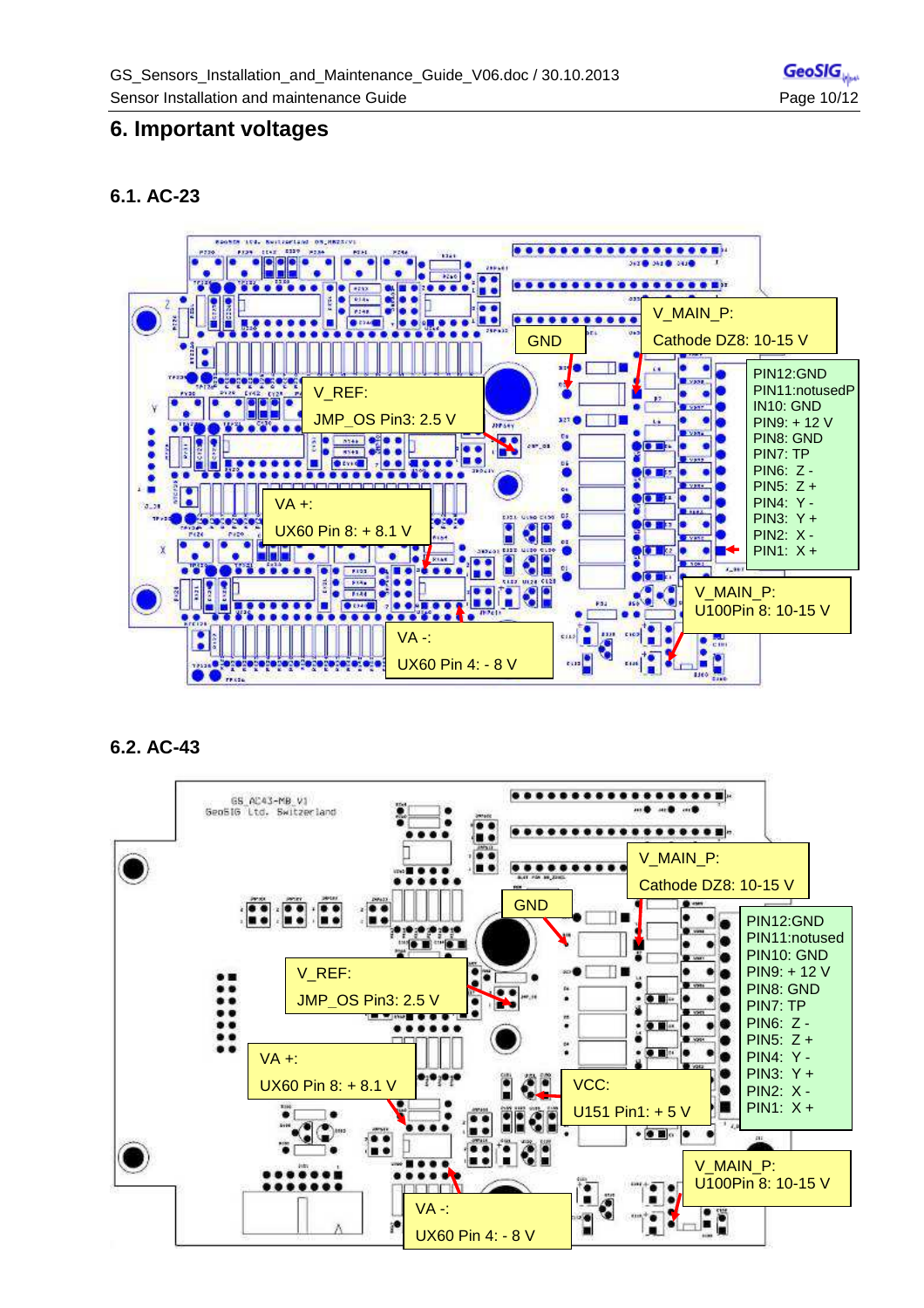# 6. Important voltages

## 6.1. AC-23

GND

V_MAIN_P:
Cathode DZ8: 10-15 V

V_REF:
JMP_OS Pin3: 2.5 V

PIN12:GND
PIN11:notusedP
IN10: GND
PIN9: + 12 V
PIN8: GND
PIN7: TP
PIN6: Z -
PIN5: Z +
PIN4: Y -
PIN3: Y +
PIN2: X -
PIN1: X +

VA +:
UX60 Pin 8: + 8.1 V

V_MAIN_P:
U100Pin 8: 10-15 V

VA -:
UX60 Pin 4: - 8 V

## 6.2. AC-43

V_MAIN_P:
Cathode DZ8: 10-15 V

GND

PIN12:GND
PIN11:notused
PIN10: GND
PIN9: + 12 V
PIN8: GND
PIN7: TP
PIN6: Z -
PIN5: Z +
PIN4: Y -
PIN3: Y +
PIN2: X -
PIN1: X +

V_REF:
JMP_OS Pin3: 2.5 V

VA +:
UX60 Pin 8: + 8.1 V

VCC:
U151 Pin1: + 5 V

V_MAIN_P:
U100Pin 8: 10-15 V

VA -:
UX60 Pin 4: - 8 V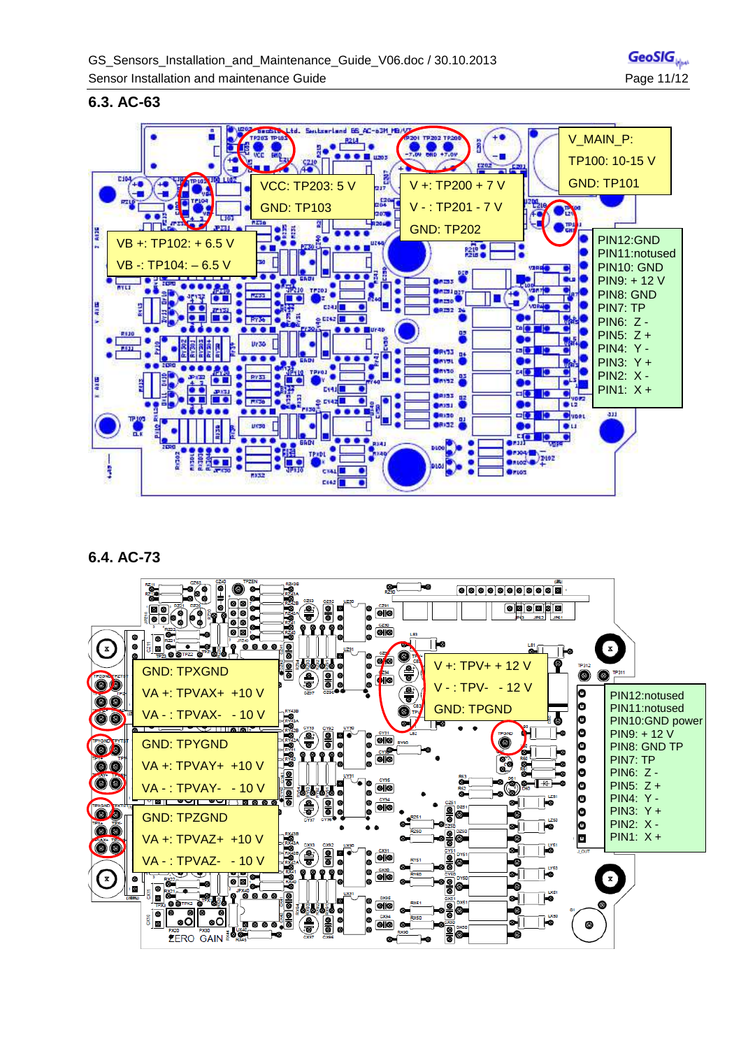## 6.3. AC-63

V_MAIN_P:

TP100: 10-15 V

GND: TP101

VCC: TP203: 5 V

GND: TP103

V +: TP200 + 7 V

V - : TP201 - 7 V

GND: TP202

VB +: TP102: + 6.5 V

VB -: TP104: – 6.5 V

PIN12:GND
PIN11:notused
PIN10: GND
PIN9: + 12 V
PIN8: GND
PIN7: TP
PIN6: Z -
PIN5: Z +
PIN4: Y -
PIN3: Y +
PIN2: X -
PIN1: X +

## 6.4. AC-73

GND: TPXGND

VA +: TPVAX+ +10 V

VA - : TPVAX- - 10 V

GND: TPYGND

VA +: TPVAY+ +10 V

VA - : TPVAY- - 10 V

GND: TPZGND

VA +: TPVAZ+ +10 V

VA - : TPVAZ- - 10 V

V +: TPV+ + 12 V

V - : TPV- - 12 V

GND: TPGND

PIN12:notused
PIN11:notused
PIN10:GND power
PIN9: + 12 V
PIN8: GND TP
PIN7: TP
PIN6: Z -
PIN5: Z +
PIN4: Y -
PIN3: Y +
PIN2: X -
PIN1: X +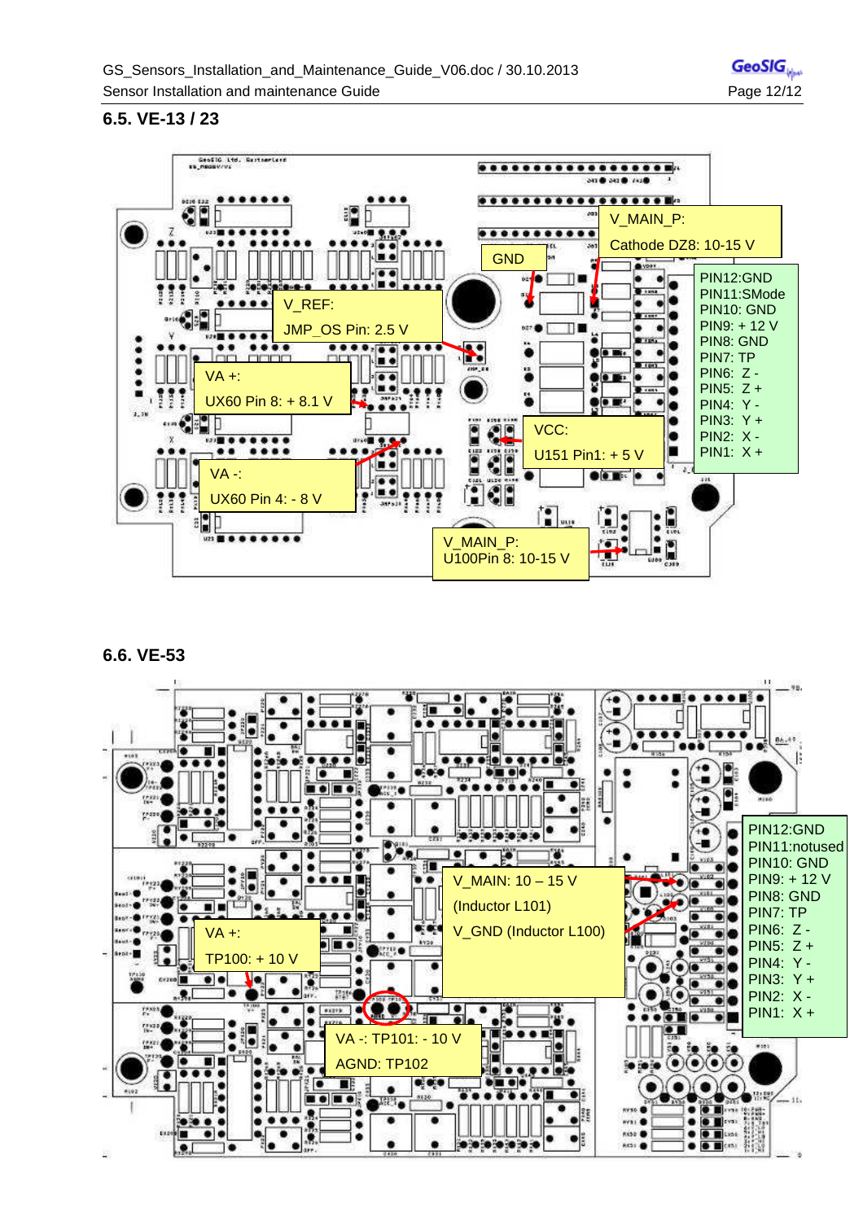## 6.5. VE-13 / 23

GND

V_MAIN_P:

Cathode DZ8: 10-15 V

V_REF:

JMP_OS Pin: 2.5 V

VA +:

UX60 Pin 8: + 8.1 V

VA -:

UX60 Pin 4: - 8 V

VCC:

U151 Pin1: + 5 V

V_MAIN_P:

U100Pin 8: 10-15 V

PIN12:GND
PIN11:SMode
PIN10: GND
PIN9: + 12 V
PIN8: GND
PIN7: TP
PIN6: Z -
PIN5: Z +
PIN4: Y -
PIN3: Y +
PIN2: X -
PIN1: X +

## 6.6. VE-53

V_MAIN: 10 – 15 V

(Inductor L101)

V_GND (Inductor L100)

VA +:

TP100: + 10 V

VA -: TP101: - 10 V

AGND: TP102

PIN12:GND
PIN11:notused
PIN10: GND
PIN9: + 12 V
PIN8: GND
PIN7: TP
PIN6: Z -
PIN5: Z +
PIN4: Y -
PIN3: Y +
PIN2: X -
PIN1: X +